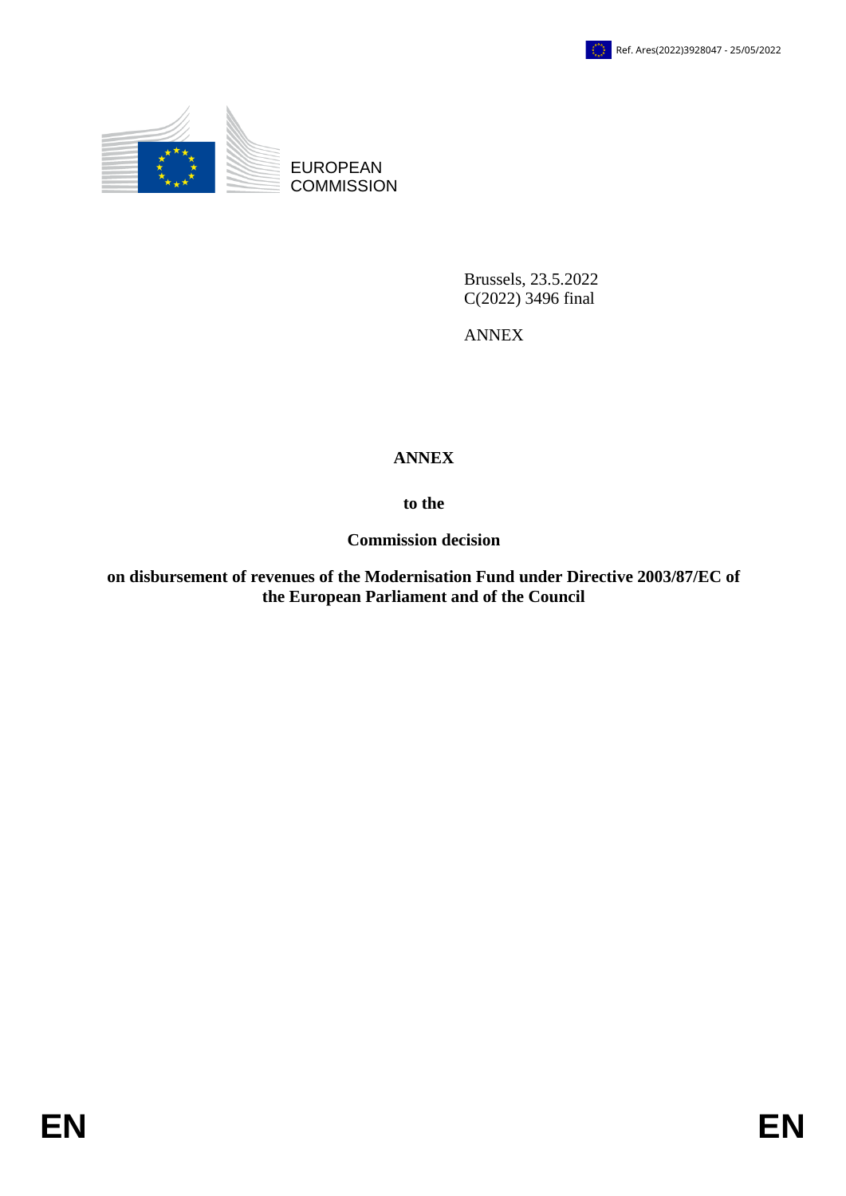Ref. Ares(2022)3928047 - 25/05/2022

EUROPEAN COMMISSION

Brussels, 23.5.2022
C(2022) 3496 final

ANNEX

# ANNEX

**to the**

**Commission decision**

**on disbursement of revenues of the Modernisation Fund under Directive 2003/87/EC of the European Parliament and of the Council**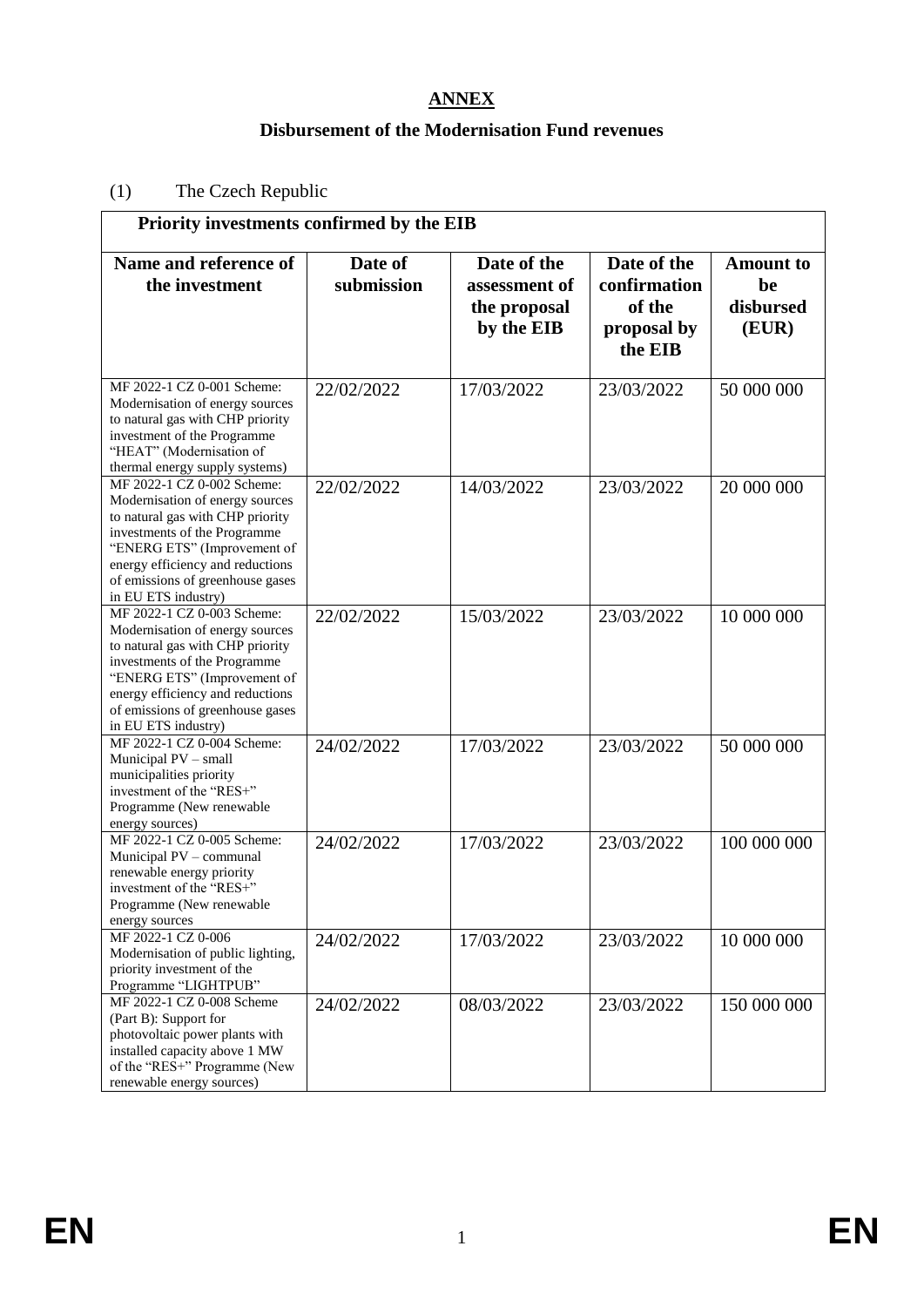# ANNEX

## Disbursement of the Modernisation Fund revenues

(1) The Czech Republic

| Priority investments confirmed by the EIB | | | | |
|---|---|---|---|---|
| **Name and reference of the investment** | **Date of submission** | **Date of the assessment of the proposal by the EIB** | **Date of the confirmation of the proposal by the EIB** | **Amount to be disbursed (EUR)** |
| MF 2022-1 CZ 0-001 Scheme: Modernisation of energy sources to natural gas with CHP priority investment of the Programme "HEAT" (Modernisation of thermal energy supply systems) | 22/02/2022 | 17/03/2022 | 23/03/2022 | 50 000 000 |
| MF 2022-1 CZ 0-002 Scheme: Modernisation of energy sources to natural gas with CHP priority investments of the Programme "ENERG ETS" (Improvement of energy efficiency and reductions of emissions of greenhouse gases in EU ETS industry) | 22/02/2022 | 14/03/2022 | 23/03/2022 | 20 000 000 |
| MF 2022-1 CZ 0-003 Scheme: Modernisation of energy sources to natural gas with CHP priority investments of the Programme "ENERG ETS" (Improvement of energy efficiency and reductions of emissions of greenhouse gases in EU ETS industry) | 22/02/2022 | 15/03/2022 | 23/03/2022 | 10 000 000 |
| MF 2022-1 CZ 0-004 Scheme: Municipal PV – small municipalities priority investment of the "RES+" Programme (New renewable energy sources) | 24/02/2022 | 17/03/2022 | 23/03/2022 | 50 000 000 |
| MF 2022-1 CZ 0-005 Scheme: Municipal PV – communal renewable energy priority investment of the "RES+" Programme (New renewable energy sources | 24/02/2022 | 17/03/2022 | 23/03/2022 | 100 000 000 |
| MF 2022-1 CZ 0-006 Modernisation of public lighting, priority investment of the Programme "LIGHTPUB" | 24/02/2022 | 17/03/2022 | 23/03/2022 | 10 000 000 |
| MF 2022-1 CZ 0-008 Scheme (Part B): Support for photovoltaic power plants with installed capacity above 1 MW of the "RES+" Programme (New renewable energy sources) | 24/02/2022 | 08/03/2022 | 23/03/2022 | 150 000 000 |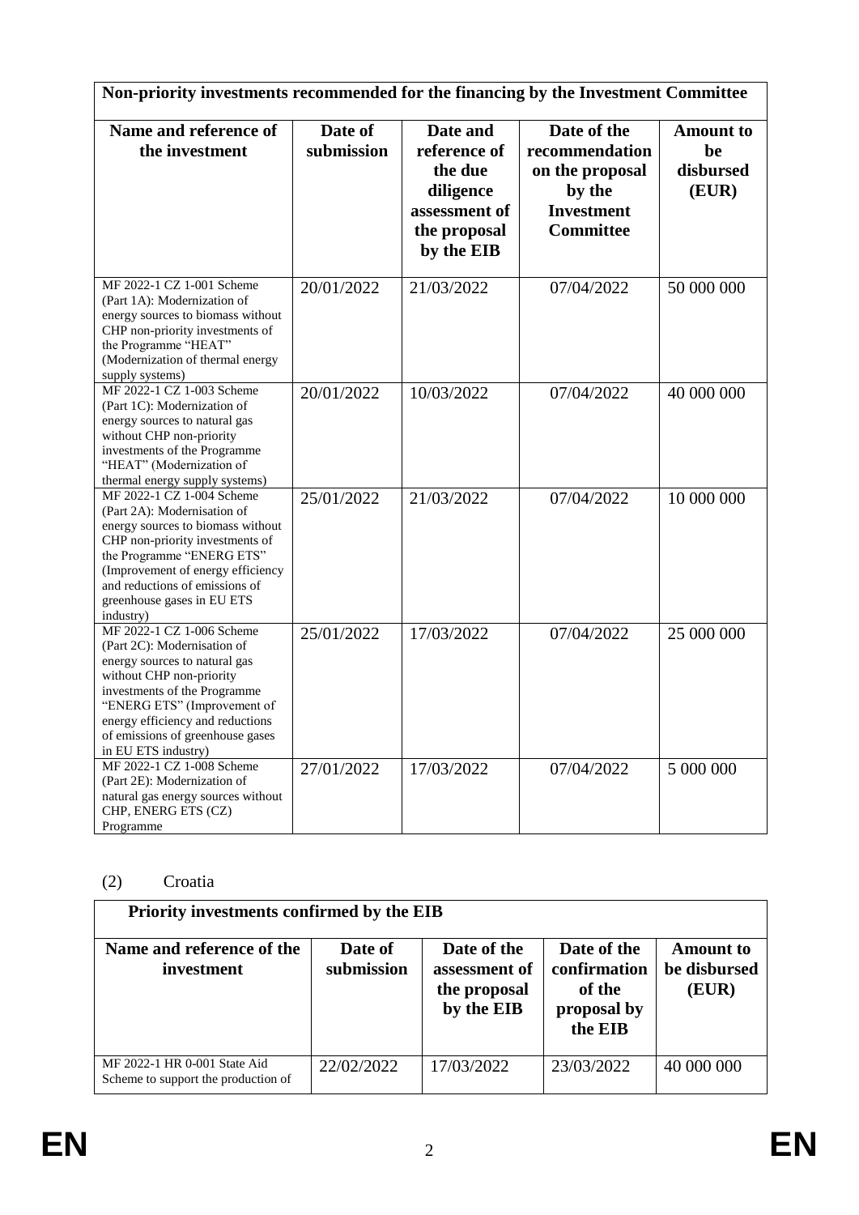| Non-priority investments recommended for the financing by the Investment Committee | | | | |
|---|---|---|---|---|
| **Name and reference of the investment** | **Date of submission** | **Date and reference of the due diligence assessment of the proposal by the EIB** | **Date of the recommendation on the proposal by the Investment Committee** | **Amount to be disbursed (EUR)** |
| MF 2022-1 CZ 1-001 Scheme (Part 1A): Modernization of energy sources to biomass without CHP non-priority investments of the Programme "HEAT" (Modernization of thermal energy supply systems) | 20/01/2022 | 21/03/2022 | 07/04/2022 | 50 000 000 |
| MF 2022-1 CZ 1-003 Scheme (Part 1C): Modernization of energy sources to natural gas without CHP non-priority investments of the Programme "HEAT" (Modernization of thermal energy supply systems) | 20/01/2022 | 10/03/2022 | 07/04/2022 | 40 000 000 |
| MF 2022-1 CZ 1-004 Scheme (Part 2A): Modernisation of energy sources to biomass without CHP non-priority investments of the Programme "ENERG ETS" (Improvement of energy efficiency and reductions of emissions of greenhouse gases in EU ETS industry) | 25/01/2022 | 21/03/2022 | 07/04/2022 | 10 000 000 |
| MF 2022-1 CZ 1-006 Scheme (Part 2C): Modernisation of energy sources to natural gas without CHP non-priority investments of the Programme "ENERG ETS" (Improvement of energy efficiency and reductions of emissions of greenhouse gases in EU ETS industry) | 25/01/2022 | 17/03/2022 | 07/04/2022 | 25 000 000 |
| MF 2022-1 CZ 1-008 Scheme (Part 2E): Modernization of natural gas energy sources without CHP, ENERG ETS (CZ) Programme | 27/01/2022 | 17/03/2022 | 07/04/2022 | 5 000 000 |

(2) Croatia

| Priority investments confirmed by the EIB | | | | |
|---|---|---|---|---|
| **Name and reference of the investment** | **Date of submission** | **Date of the assessment of the proposal by the EIB** | **Date of the confirmation of the proposal by the EIB** | **Amount to be disbursed (EUR)** |
| MF 2022-1 HR 0-001 State Aid Scheme to support the production of | 22/02/2022 | 17/03/2022 | 23/03/2022 | 40 000 000 |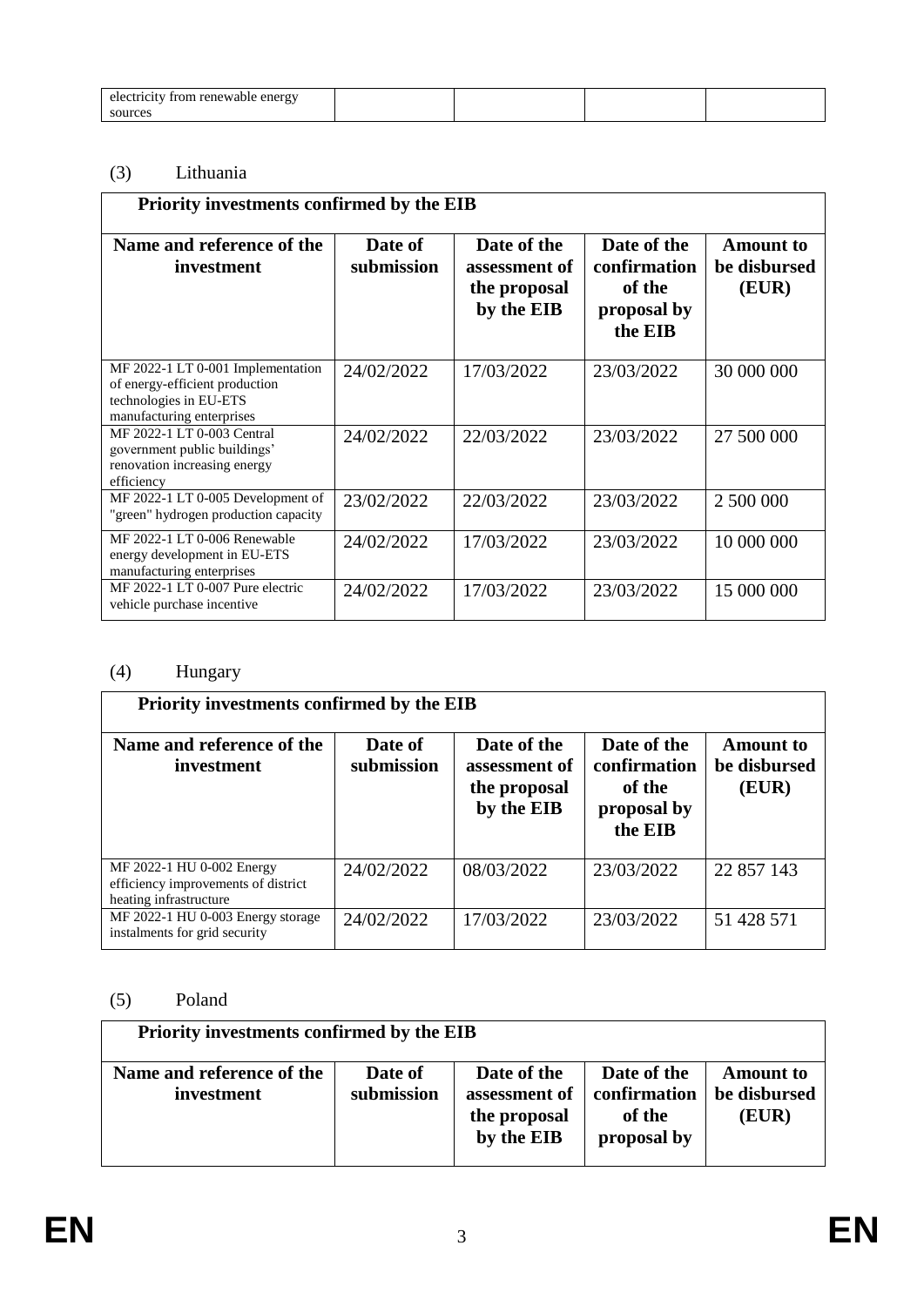| electricity from renewable energy sources | | | | |
|---|---|---|---|---|

(3) Lithuania

| Priority investments confirmed by the EIB | | | | |
|---|---|---|---|---|
| **Name and reference of the investment** | **Date of submission** | **Date of the assessment of the proposal by the EIB** | **Date of the confirmation of the proposal by the EIB** | **Amount to be disbursed (EUR)** |
| MF 2022-1 LT 0-001 Implementation of energy-efficient production technologies in EU-ETS manufacturing enterprises | 24/02/2022 | 17/03/2022 | 23/03/2022 | 30 000 000 |
| MF 2022-1 LT 0-003 Central government public buildings' renovation increasing energy efficiency | 24/02/2022 | 22/03/2022 | 23/03/2022 | 27 500 000 |
| MF 2022-1 LT 0-005 Development of "green" hydrogen production capacity | 23/02/2022 | 22/03/2022 | 23/03/2022 | 2 500 000 |
| MF 2022-1 LT 0-006 Renewable energy development in EU-ETS manufacturing enterprises | 24/02/2022 | 17/03/2022 | 23/03/2022 | 10 000 000 |
| MF 2022-1 LT 0-007 Pure electric vehicle purchase incentive | 24/02/2022 | 17/03/2022 | 23/03/2022 | 15 000 000 |

(4) Hungary

| Priority investments confirmed by the EIB | | | | |
|---|---|---|---|---|
| **Name and reference of the investment** | **Date of submission** | **Date of the assessment of the proposal by the EIB** | **Date of the confirmation of the proposal by the EIB** | **Amount to be disbursed (EUR)** |
| MF 2022-1 HU 0-002 Energy efficiency improvements of district heating infrastructure | 24/02/2022 | 08/03/2022 | 23/03/2022 | 22 857 143 |
| MF 2022-1 HU 0-003 Energy storage instalments for grid security | 24/02/2022 | 17/03/2022 | 23/03/2022 | 51 428 571 |

(5) Poland

| Priority investments confirmed by the EIB | | | | |
|---|---|---|---|---|
| **Name and reference of the investment** | **Date of submission** | **Date of the assessment of the proposal by the EIB** | **Date of the confirmation of the proposal by** | **Amount to be disbursed (EUR)** |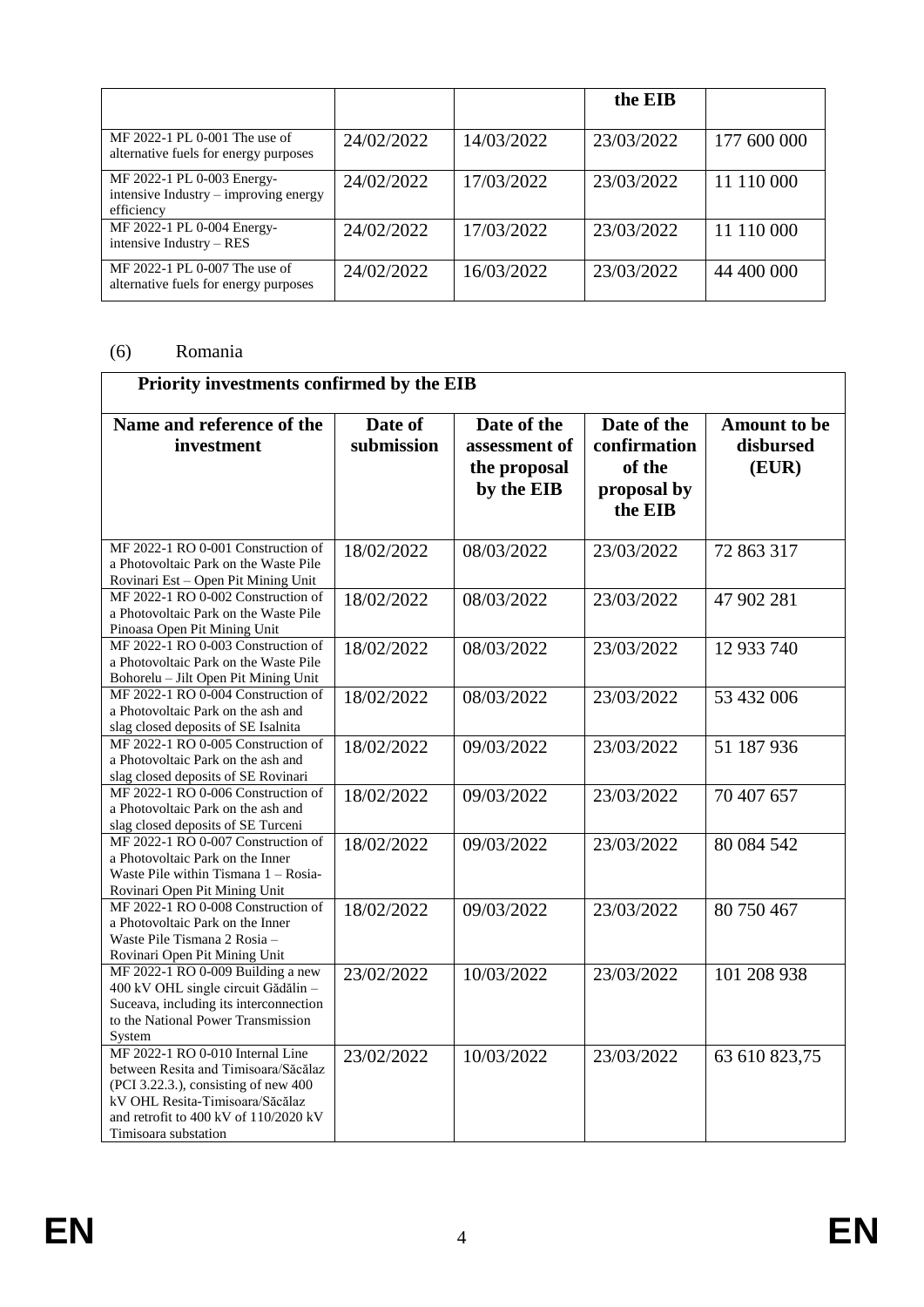| | | | the EIB | |
|---|---|---|---|---|
| MF 2022-1 PL 0-001 The use of alternative fuels for energy purposes | 24/02/2022 | 14/03/2022 | 23/03/2022 | 177 600 000 |
| MF 2022-1 PL 0-003 Energy-intensive Industry – improving energy efficiency | 24/02/2022 | 17/03/2022 | 23/03/2022 | 11 110 000 |
| MF 2022-1 PL 0-004 Energy-intensive Industry – RES | 24/02/2022 | 17/03/2022 | 23/03/2022 | 11 110 000 |
| MF 2022-1 PL 0-007 The use of alternative fuels for energy purposes | 24/02/2022 | 16/03/2022 | 23/03/2022 | 44 400 000 |

(6) Romania

| **Priority investments confirmed by the EIB** | | | | |
|---|---|---|---|---|
| **Name and reference of the investment** | **Date of submission** | **Date of the assessment of the proposal by the EIB** | **Date of the confirmation of the proposal by the EIB** | **Amount to be disbursed (EUR)** |
| MF 2022-1 RO 0-001 Construction of a Photovoltaic Park on the Waste Pile Rovinari Est – Open Pit Mining Unit | 18/02/2022 | 08/03/2022 | 23/03/2022 | 72 863 317 |
| MF 2022-1 RO 0-002 Construction of a Photovoltaic Park on the Waste Pile Pinoasa Open Pit Mining Unit | 18/02/2022 | 08/03/2022 | 23/03/2022 | 47 902 281 |
| MF 2022-1 RO 0-003 Construction of a Photovoltaic Park on the Waste Pile Bohorelu – Jilt Open Pit Mining Unit | 18/02/2022 | 08/03/2022 | 23/03/2022 | 12 933 740 |
| MF 2022-1 RO 0-004 Construction of a Photovoltaic Park on the ash and slag closed deposits of SE Isalnita | 18/02/2022 | 08/03/2022 | 23/03/2022 | 53 432 006 |
| MF 2022-1 RO 0-005 Construction of a Photovoltaic Park on the ash and slag closed deposits of SE Rovinari | 18/02/2022 | 09/03/2022 | 23/03/2022 | 51 187 936 |
| MF 2022-1 RO 0-006 Construction of a Photovoltaic Park on the ash and slag closed deposits of SE Turceni | 18/02/2022 | 09/03/2022 | 23/03/2022 | 70 407 657 |
| MF 2022-1 RO 0-007 Construction of a Photovoltaic Park on the Inner Waste Pile within Tismana 1 – Rosia-Rovinari Open Pit Mining Unit | 18/02/2022 | 09/03/2022 | 23/03/2022 | 80 084 542 |
| MF 2022-1 RO 0-008 Construction of a Photovoltaic Park on the Inner Waste Pile Tismana 2 Rosia – Rovinari Open Pit Mining Unit | 18/02/2022 | 09/03/2022 | 23/03/2022 | 80 750 467 |
| MF 2022-1 RO 0-009 Building a new 400 kV OHL single circuit Gădălin – Suceava, including its interconnection to the National Power Transmission System | 23/02/2022 | 10/03/2022 | 23/03/2022 | 101 208 938 |
| MF 2022-1 RO 0-010 Internal Line between Resita and Timisoara/Săcălaz (PCI 3.22.3.), consisting of new 400 kV OHL Resita-Timisoara/Săcălaz and retrofit to 400 kV of 110/2020 kV Timisoara substation | 23/02/2022 | 10/03/2022 | 23/03/2022 | 63 610 823,75 |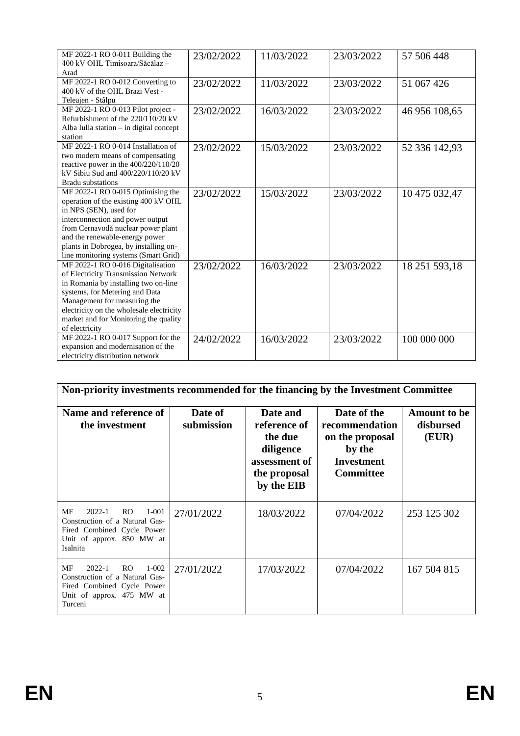| | | | | |
|---|---|---|---|---|
| MF 2022-1 RO 0-011 Building the 400 kV OHL Timisoara/Săcălaz – Arad | 23/02/2022 | 11/03/2022 | 23/03/2022 | 57 506 448 |
| MF 2022-1 RO 0-012 Converting to 400 kV of the OHL Brazi Vest - Teleajen - Stâlpu | 23/02/2022 | 11/03/2022 | 23/03/2022 | 51 067 426 |
| MF 2022-1 RO 0-013 Pilot project - Refurbishment of the 220/110/20 kV Alba Iulia station – in digital concept station | 23/02/2022 | 16/03/2022 | 23/03/2022 | 46 956 108,65 |
| MF 2022-1 RO 0-014 Installation of two modern means of compensating reactive power in the 400/220/110/20 kV Sibiu Sud and 400/220/110/20 kV Bradu substations | 23/02/2022 | 15/03/2022 | 23/03/2022 | 52 336 142,93 |
| MF 2022-1 RO 0-015 Optimising the operation of the existing 400 kV OHL in NPS (SEN), used for interconnection and power output from Cernavodă nuclear power plant and the renewable-energy power plants in Dobrogea, by installing on-line monitoring systems (Smart Grid) | 23/02/2022 | 15/03/2022 | 23/03/2022 | 10 475 032,47 |
| MF 2022-1 RO 0-016 Digitalisation of Electricity Transmission Network in Romania by installing two on-line systems, for Metering and Data Management for measuring the electricity on the wholesale electricity market and for Monitoring the quality of electricity | 23/02/2022 | 16/03/2022 | 23/03/2022 | 18 251 593,18 |
| MF 2022-1 RO 0-017 Support for the expansion and modernisation of the electricity distribution network | 24/02/2022 | 16/03/2022 | 23/03/2022 | 100 000 000 |

| **Non-priority investments recommended for the financing by the Investment Committee** | | | | |
|---|---|---|---|---|
| **Name and reference of the investment** | **Date of submission** | **Date and reference of the due diligence assessment of the proposal by the EIB** | **Date of the recommendation on the proposal by the Investment Committee** | **Amount to be disbursed (EUR)** |
| MF 2022-1 RO 1-001 Construction of a Natural Gas-Fired Combined Cycle Power Unit of approx. 850 MW at Isalnita | 27/01/2022 | 18/03/2022 | 07/04/2022 | 253 125 302 |
| MF 2022-1 RO 1-002 Construction of a Natural Gas-Fired Combined Cycle Power Unit of approx. 475 MW at Turceni | 27/01/2022 | 17/03/2022 | 07/04/2022 | 167 504 815 |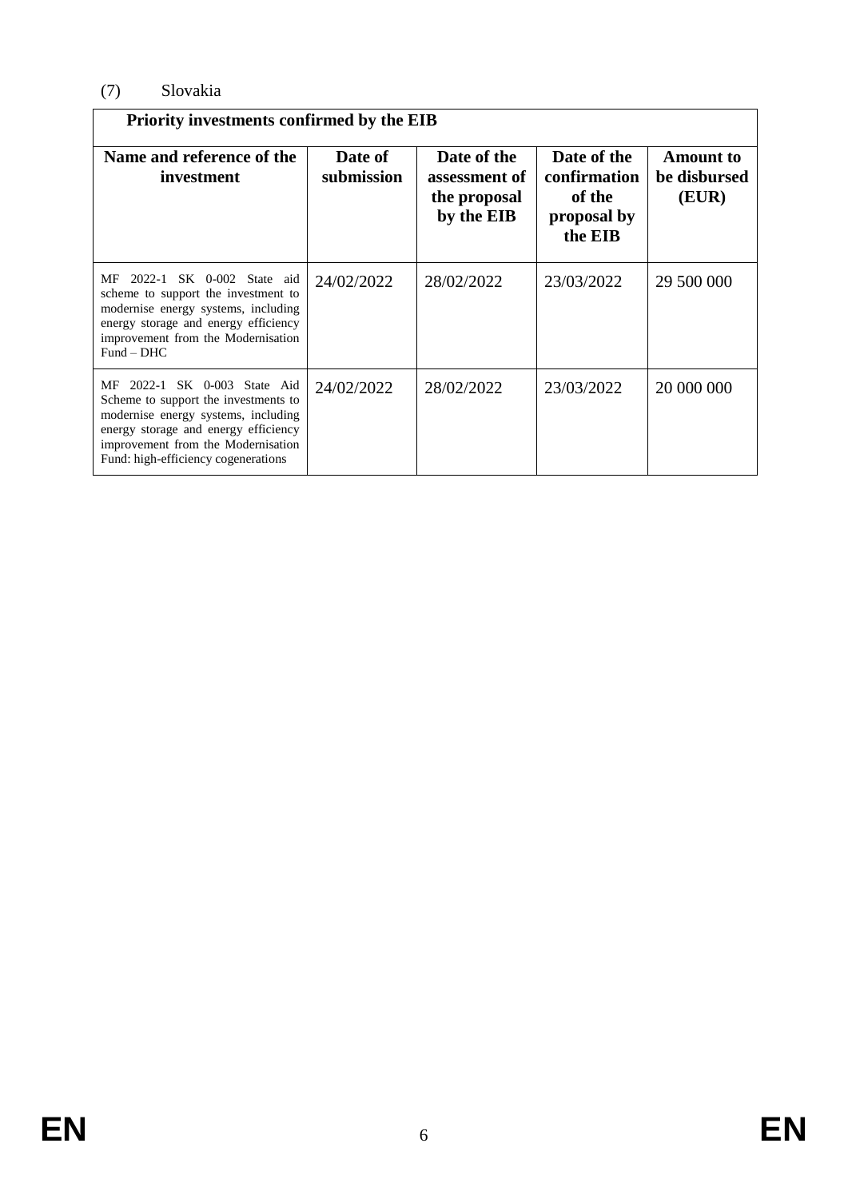(7) Slovakia

| Priority investments confirmed by the EIB | | | | |
|---|---|---|---|---|
| **Name and reference of the investment** | **Date of submission** | **Date of the assessment of the proposal by the EIB** | **Date of the confirmation of the proposal by the EIB** | **Amount to be disbursed (EUR)** |
| MF 2022-1 SK 0-002 State aid scheme to support the investment to modernise energy systems, including energy storage and energy efficiency improvement from the Modernisation Fund – DHC | 24/02/2022 | 28/02/2022 | 23/03/2022 | 29 500 000 |
| MF 2022-1 SK 0-003 State Aid Scheme to support the investments to modernise energy systems, including energy storage and energy efficiency improvement from the Modernisation Fund: high-efficiency cogenerations | 24/02/2022 | 28/02/2022 | 23/03/2022 | 20 000 000 |